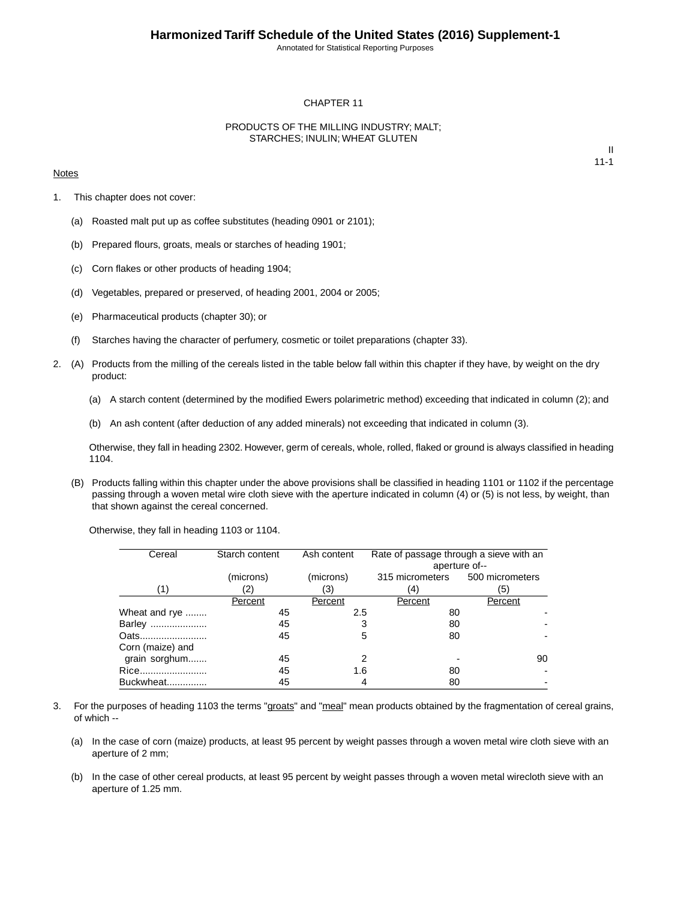CHAPTER 11

PRODUCTS OF THE MILLING INDUSTRY; MALT; STARCHES; INULIN; WHEAT GLUTEN

II
11-1

Notes

1. This chapter does not cover:

   (a) Roasted malt put up as coffee substitutes (heading 0901 or 2101);

   (b) Prepared flours, groats, meals or starches of heading 1901;

   (c) Corn flakes or other products of heading 1904;

   (d) Vegetables, prepared or preserved, of heading 2001, 2004 or 2005;

   (e) Pharmaceutical products (chapter 30); or

   (f) Starches having the character of perfumery, cosmetic or toilet preparations (chapter 33).

2. (A) Products from the milling of the cereals listed in the table below fall within this chapter if they have, by weight on the dry product:

      (a) A starch content (determined by the modified Ewers polarimetric method) exceeding that indicated in column (2); and

      (b) An ash content (after deduction of any added minerals) not exceeding that indicated in column (3).

   Otherwise, they fall in heading 2302. However, germ of cereals, whole, rolled, flaked or ground is always classified in heading 1104.

   (B) Products falling within this chapter under the above provisions shall be classified in heading 1101 or 1102 if the percentage passing through a woven metal wire cloth sieve with the aperture indicated in column (4) or (5) is not less, by weight, than that shown against the cereal concerned.

   Otherwise, they fall in heading 1103 or 1104.

| Cereal | Starch content | Ash content | Rate of passage through a sieve with an aperture of-- | |
|---|---|---|---|---|
| | (microns) | (microns) | 315 micrometers | 500 micrometers |
| (1) | (2) | (3) | (4) | (5) |
| | Percent | Percent | Percent | Percent |
| Wheat and rye ........ | 45 | 2.5 | 80 | - |
| Barley ..................... | 45 | 3 | 80 | - |
| Oats......................... | 45 | 5 | 80 | - |
| Corn (maize) and grain sorghum....... | 45 | 2 | - | 90 |
| Rice......................... | 45 | 1.6 | 80 | - |
| Buckwheat............... | 45 | 4 | 80 | - |

3. For the purposes of heading 1103 the terms "groats" and "meal" mean products obtained by the fragmentation of cereal grains, of which --

   (a) In the case of corn (maize) products, at least 95 percent by weight passes through a woven metal wire cloth sieve with an aperture of 2 mm;

   (b) In the case of other cereal products, at least 95 percent by weight passes through a woven metal wirecloth sieve with an aperture of 1.25 mm.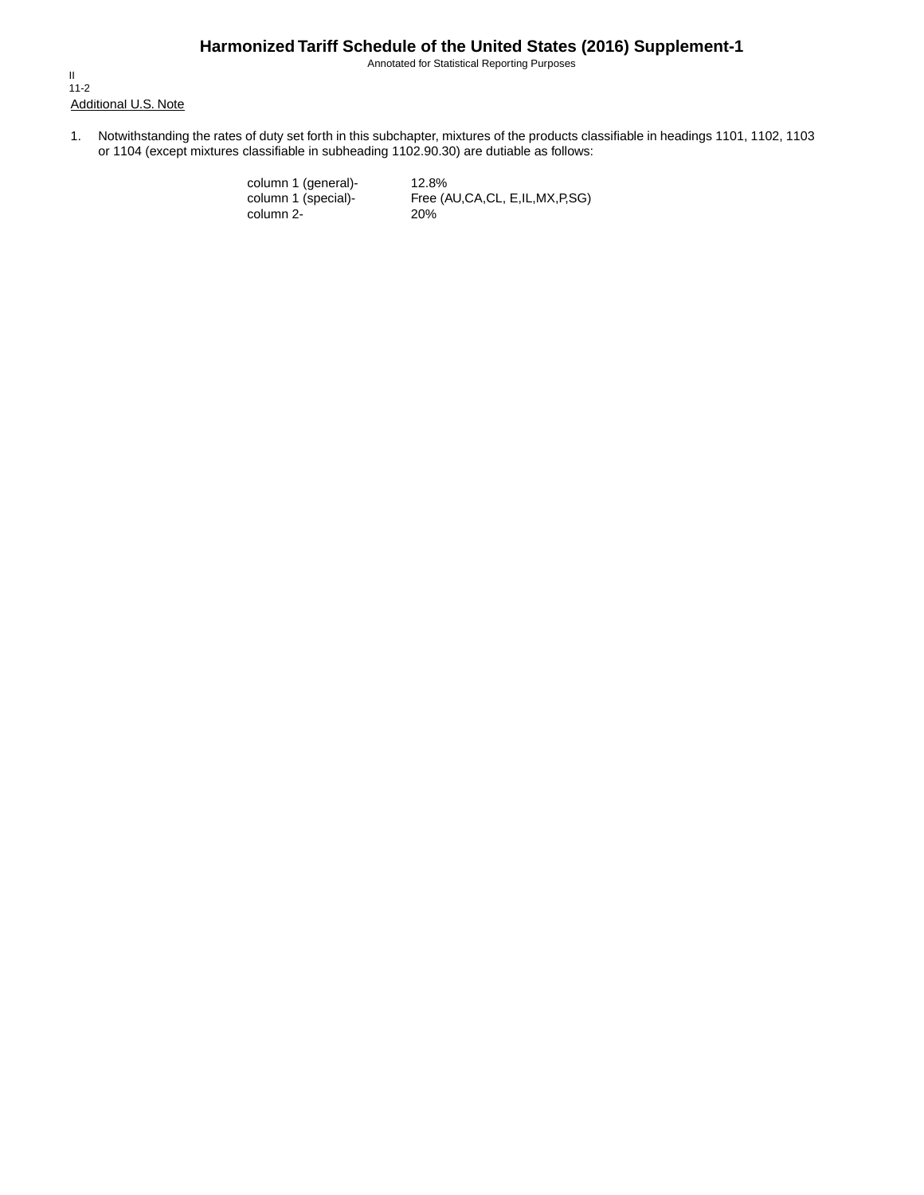## Additional U.S. Note

1. Notwithstanding the rates of duty set forth in this subchapter, mixtures of the products classifiable in headings 1101, 1102, 1103 or 1104 (except mixtures classifiable in subheading 1102.90.30) are dutiable as follows:

| | |
|---|---|
| column 1 (general)- | 12.8% |
| column 1 (special)- | Free (AU,CA,CL, E,IL,MX,P,SG) |
| column 2- | 20% |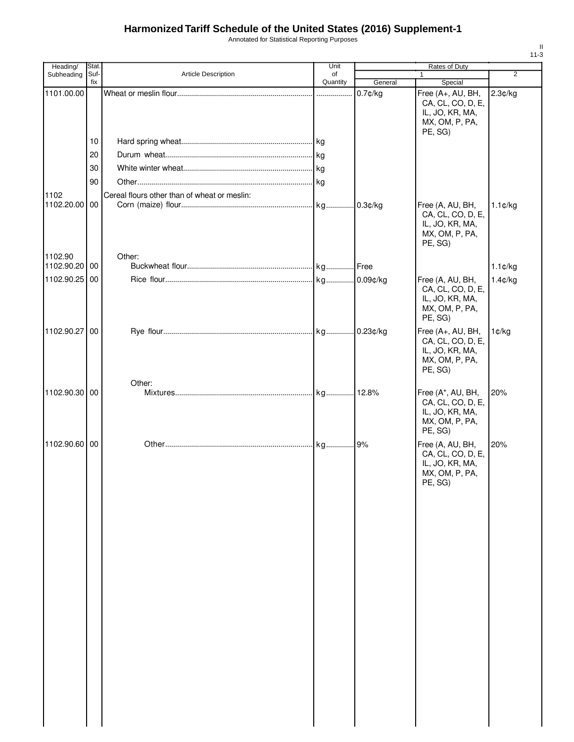# Harmonized Tariff Schedule of the United States (2016) Supplement-1

Annotated for Statistical Reporting Purposes

| Heading/ Subheading | Stat. Suf- fix | Article Description | Unit of Quantity | Rates of Duty | | |
|---|---|---|---|---|---|---|
| | | | | 1 | | 2 |
| | | | | General | Special | |
| 1101.00.00 | | Wheat or meslin flour | | 0.7¢/kg | Free (A+, AU, BH, CA, CL, CO, D, E, IL, JO, KR, MA, MX, OM, P, PA, PE, SG) | 2.3¢/kg |
| | 10 | Hard spring wheat | kg | | | |
| | 20 | Durum wheat | kg | | | |
| | 30 | White winter wheat | kg | | | |
| | 90 | Other | kg | | | |
| 1102 | | Cereal flours other than of wheat or meslin: | | | | |
| 1102.20.00 | 00 | Corn (maize) flour | kg | 0.3¢/kg | Free (A, AU, BH, CA, CL, CO, D, E, IL, JO, KR, MA, MX, OM, P, PA, PE, SG) | 1.1¢/kg |
| 1102.90 | | Other: | | | | |
| 1102.90.20 | 00 | Buckwheat flour | kg | Free | | 1.1¢/kg |
| 1102.90.25 | 00 | Rice flour | kg | 0.09¢/kg | Free (A, AU, BH, CA, CL, CO, D, E, IL, JO, KR, MA, MX, OM, P, PA, PE, SG) | 1.4¢/kg |
| 1102.90.27 | 00 | Rye flour | kg | 0.23¢/kg | Free (A+, AU, BH, CA, CL, CO, D, E, IL, JO, KR, MA, MX, OM, P, PA, PE, SG) | 1¢/kg |
| | | Other: | | | | |
| 1102.90.30 | 00 | Mixtures | kg | 12.8% | Free (A*, AU, BH, CA, CL, CO, D, E, IL, JO, KR, MA, MX, OM, P, PA, PE, SG) | 20% |
| 1102.90.60 | 00 | Other | kg | 9% | Free (A, AU, BH, CA, CL, CO, D, E, IL, JO, KR, MA, MX, OM, P, PA, PE, SG) | 20% |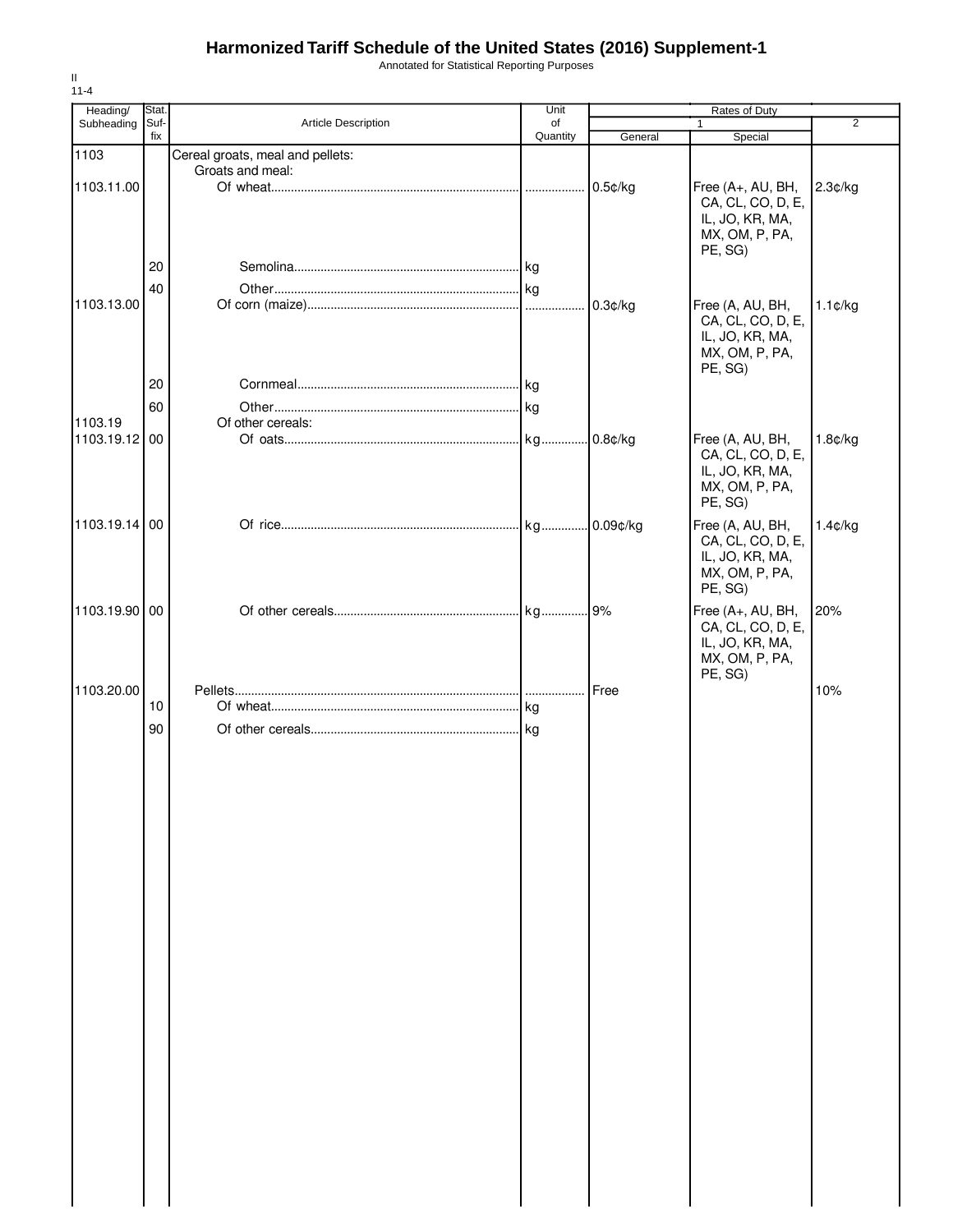# Harmonized Tariff Schedule of the United States (2016) Supplement-1

Annotated for Statistical Reporting Purposes

II
11-4

| Heading/ Subheading | Stat. Suf- fix | Article Description | Unit of Quantity | Rates of Duty 1 General | Rates of Duty 1 Special | Rates of Duty 2 |
|---|---|---|---|---|---|---|
| 1103 | | Cereal groats, meal and pellets: | | | | |
| | | Groats and meal: | | | | |
| 1103.11.00 | | Of wheat | | 0.5¢/kg | Free (A+, AU, BH, CA, CL, CO, D, E, IL, JO, KR, MA, MX, OM, P, PA, PE, SG) | 2.3¢/kg |
| | 20 | Semolina | kg | | | |
| | 40 | Other | kg | | | |
| 1103.13.00 | | Of corn (maize) | | 0.3¢/kg | Free (A, AU, BH, CA, CL, CO, D, E, IL, JO, KR, MA, MX, OM, P, PA, PE, SG) | 1.1¢/kg |
| | 20 | Cornmeal | kg | | | |
| | 60 | Other | kg | | | |
| 1103.19 | | Of other cereals: | | | | |
| 1103.19.12 | 00 | Of oats | kg | 0.8¢/kg | Free (A, AU, BH, CA, CL, CO, D, E, IL, JO, KR, MA, MX, OM, P, PA, PE, SG) | 1.8¢/kg |
| 1103.19.14 | 00 | Of rice | kg | 0.09¢/kg | Free (A, AU, BH, CA, CL, CO, D, E, IL, JO, KR, MA, MX, OM, P, PA, PE, SG) | 1.4¢/kg |
| 1103.19.90 | 00 | Of other cereals | kg | 9% | Free (A+, AU, BH, CA, CL, CO, D, E, IL, JO, KR, MA, MX, OM, P, PA, PE, SG) | 20% |
| 1103.20.00 | | Pellets | | Free | | 10% |
| | 10 | Of wheat | kg | | | |
| | 90 | Of other cereals | kg | | | |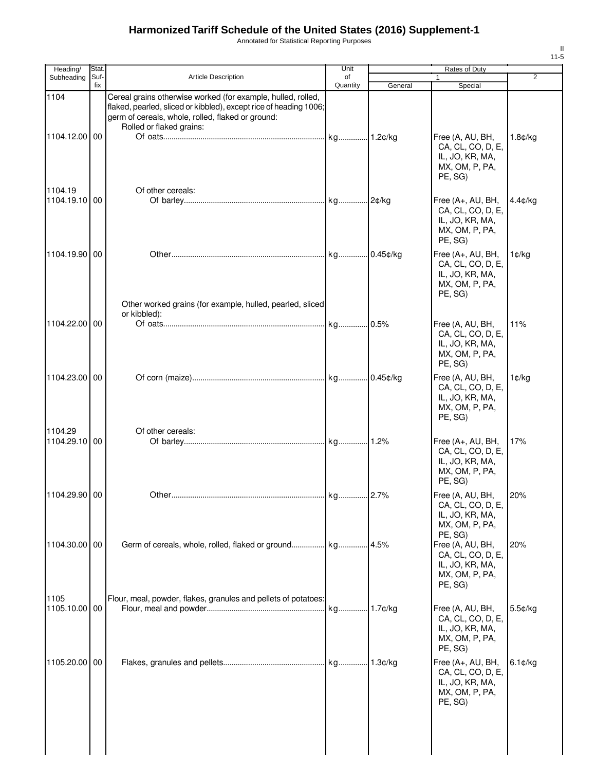# Harmonized Tariff Schedule of the United States (2016) Supplement-1

Annotated for Statistical Reporting Purposes

| Heading/ Subheading | Stat. Suf- fix | Article Description | Unit of Quantity | Rates of Duty 1 General | Special | 2 |
|---|---|---|---|---|---|---|
| 1104 | | Cereal grains otherwise worked (for example, hulled, rolled, flaked, pearled, sliced or kibbled), except rice of heading 1006; germ of cereals, whole, rolled, flaked or ground: | | | | |
| | | Rolled or flaked grains: | | | | |
| 1104.12.00 | 00 | Of oats | kg | 1.2¢/kg | Free (A, AU, BH, CA, CL, CO, D, E, IL, JO, KR, MA, MX, OM, P, PA, PE, SG) | 1.8¢/kg |
| 1104.19 | | Of other cereals: | | | | |
| 1104.19.10 | 00 | Of barley | kg | 2¢/kg | Free (A+, AU, BH, CA, CL, CO, D, E, IL, JO, KR, MA, MX, OM, P, PA, PE, SG) | 4.4¢/kg |
| 1104.19.90 | 00 | Other | kg | 0.45¢/kg | Free (A+, AU, BH, CA, CL, CO, D, E, IL, JO, KR, MA, MX, OM, P, PA, PE, SG) | 1¢/kg |
| | | Other worked grains (for example, hulled, pearled, sliced or kibbled): | | | | |
| 1104.22.00 | 00 | Of oats | kg | 0.5% | Free (A, AU, BH, CA, CL, CO, D, E, IL, JO, KR, MA, MX, OM, P, PA, PE, SG) | 11% |
| 1104.23.00 | 00 | Of corn (maize) | kg | 0.45¢/kg | Free (A, AU, BH, CA, CL, CO, D, E, IL, JO, KR, MA, MX, OM, P, PA, PE, SG) | 1¢/kg |
| 1104.29 | | Of other cereals: | | | | |
| 1104.29.10 | 00 | Of barley | kg | 1.2% | Free (A+, AU, BH, CA, CL, CO, D, E, IL, JO, KR, MA, MX, OM, P, PA, PE, SG) | 17% |
| 1104.29.90 | 00 | Other | kg | 2.7% | Free (A, AU, BH, CA, CL, CO, D, E, IL, JO, KR, MA, MX, OM, P, PA, PE, SG) | 20% |
| 1104.30.00 | 00 | Germ of cereals, whole, rolled, flaked or ground | kg | 4.5% | Free (A, AU, BH, CA, CL, CO, D, E, IL, JO, KR, MA, MX, OM, P, PA, PE, SG) | 20% |
| 1105 | | Flour, meal, powder, flakes, granules and pellets of potatoes: | | | | |
| 1105.10.00 | 00 | Flour, meal and powder | kg | 1.7¢/kg | Free (A, AU, BH, CA, CL, CO, D, E, IL, JO, KR, MA, MX, OM, P, PA, PE, SG) | 5.5¢/kg |
| 1105.20.00 | 00 | Flakes, granules and pellets | kg | 1.3¢/kg | Free (A+, AU, BH, CA, CL, CO, D, E, IL, JO, KR, MA, MX, OM, P, PA, PE, SG) | 6.1¢/kg |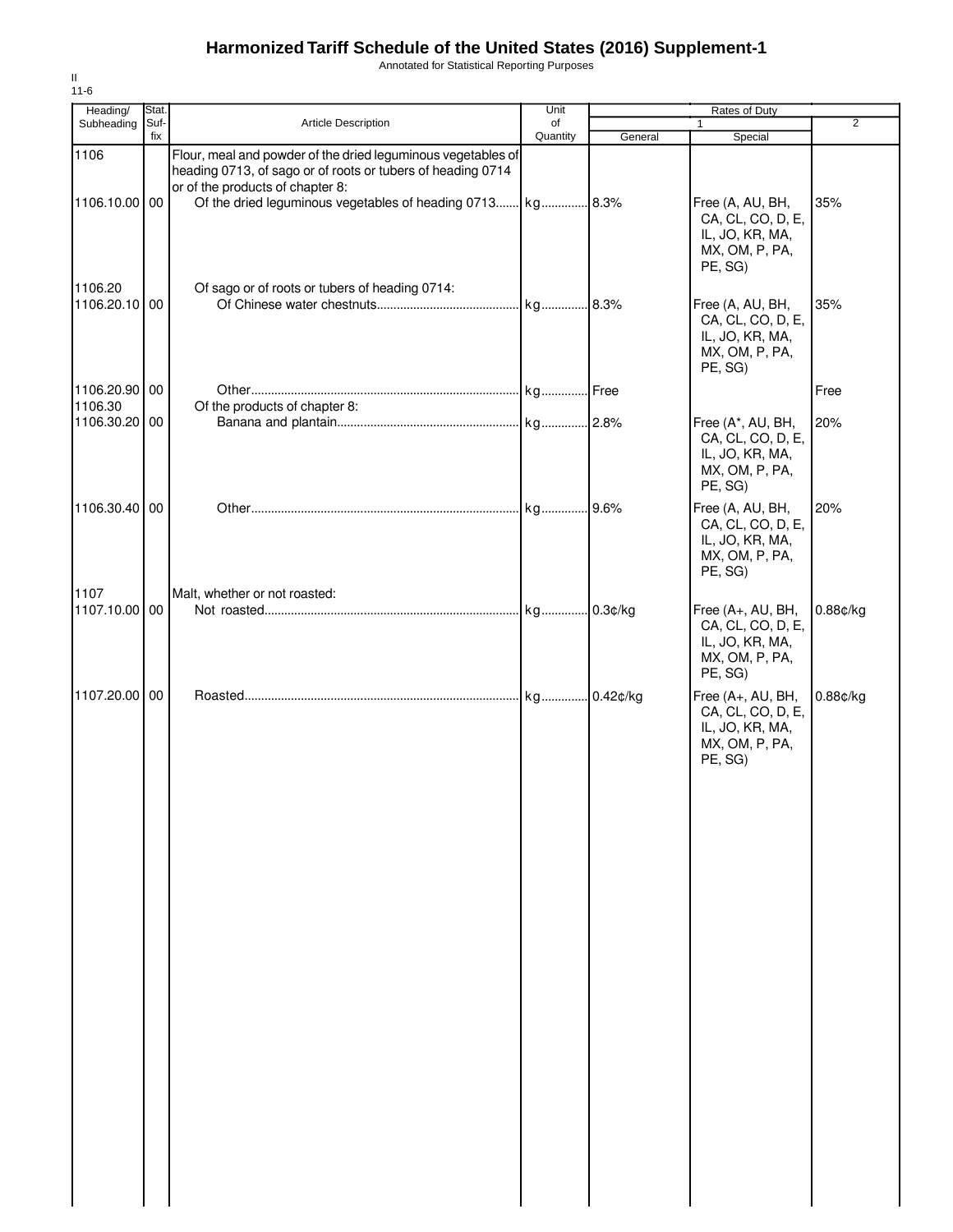# Harmonized Tariff Schedule of the United States (2016) Supplement-1

Annotated for Statistical Reporting Purposes

II
11-6

| Heading/ Subheading | Stat. Suf-fix | Article Description | Unit of Quantity | Rates of Duty 1 General | Rates of Duty 1 Special | Rates of Duty 2 |
|---|---|---|---|---|---|---|
| 1106 | | Flour, meal and powder of the dried leguminous vegetables of heading 0713, of sago or of roots or tubers of heading 0714 or of the products of chapter 8: | | | | |
| 1106.10.00 | 00 | Of the dried leguminous vegetables of heading 0713 | kg | 8.3% | Free (A, AU, BH, CA, CL, CO, D, E, IL, JO, KR, MA, MX, OM, P, PA, PE, SG) | 35% |
| 1106.20 | | Of sago or of roots or tubers of heading 0714: | | | | |
| 1106.20.10 | 00 | Of Chinese water chestnuts | kg | 8.3% | Free (A, AU, BH, CA, CL, CO, D, E, IL, JO, KR, MA, MX, OM, P, PA, PE, SG) | 35% |
| 1106.20.90 | 00 | Other | kg | Free | | Free |
| 1106.30 | | Of the products of chapter 8: | | | | |
| 1106.30.20 | 00 | Banana and plantain | kg | 2.8% | Free (A*, AU, BH, CA, CL, CO, D, E, IL, JO, KR, MA, MX, OM, P, PA, PE, SG) | 20% |
| 1106.30.40 | 00 | Other | kg | 9.6% | Free (A, AU, BH, CA, CL, CO, D, E, IL, JO, KR, MA, MX, OM, P, PA, PE, SG) | 20% |
| 1107 | | Malt, whether or not roasted: | | | | |
| 1107.10.00 | 00 | Not roasted | kg | 0.3¢/kg | Free (A+, AU, BH, CA, CL, CO, D, E, IL, JO, KR, MA, MX, OM, P, PA, PE, SG) | 0.88¢/kg |
| 1107.20.00 | 00 | Roasted | kg | 0.42¢/kg | Free (A+, AU, BH, CA, CL, CO, D, E, IL, JO, KR, MA, MX, OM, P, PA, PE, SG) | 0.88¢/kg |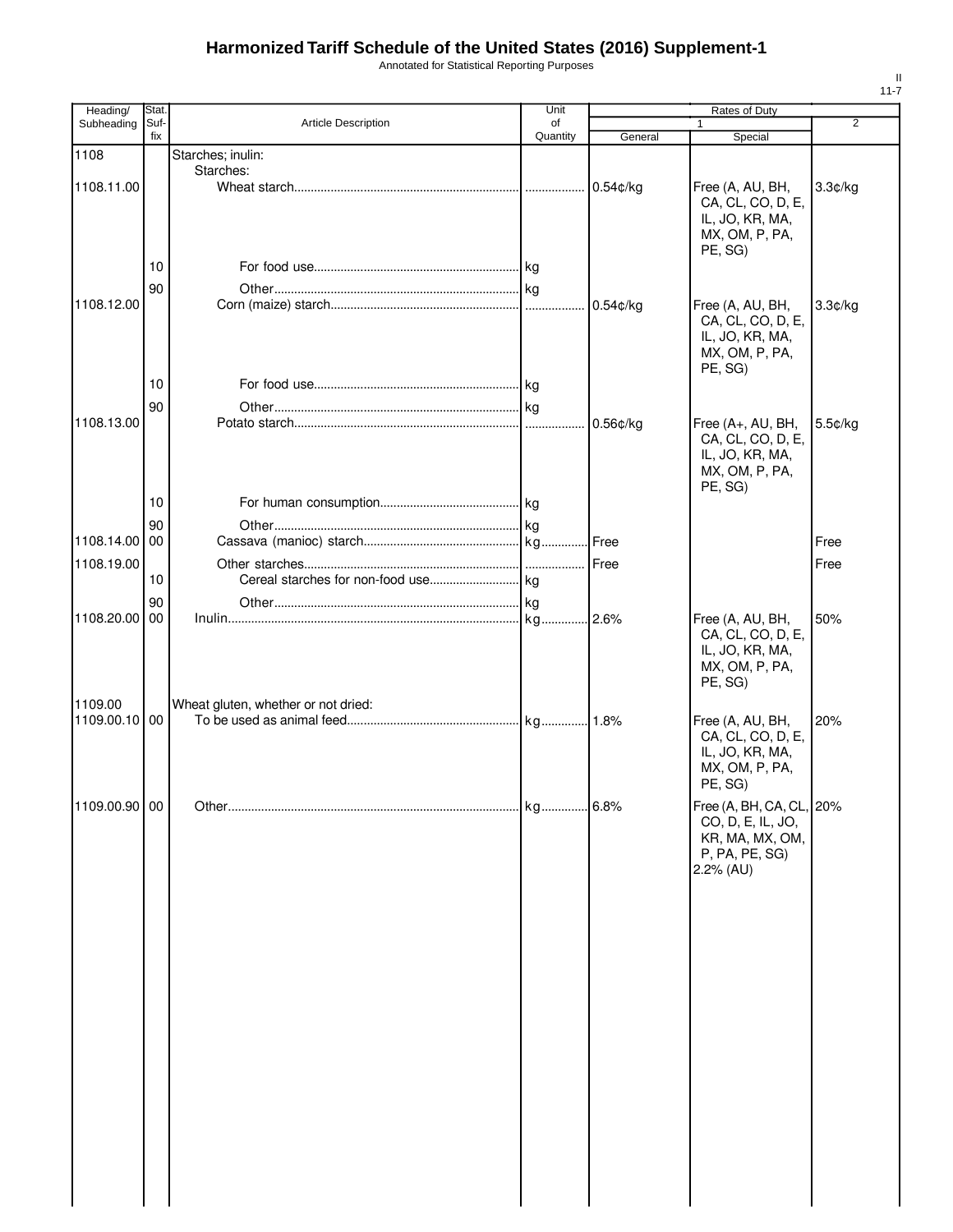# Harmonized Tariff Schedule of the United States (2016) Supplement-1

Annotated for Statistical Reporting Purposes

| Heading/ Subheading | Stat. Suf- fix | Article Description | Unit of Quantity | Rates of Duty 1 General | Special | 2 |
|---|---|---|---|---|---|---|
| 1108 | | Starches; inulin: | | | | |
| | | Starches: | | | | |
| 1108.11.00 | | Wheat starch | | 0.54¢/kg | Free (A, AU, BH, CA, CL, CO, D, E, IL, JO, KR, MA, MX, OM, P, PA, PE, SG) | 3.3¢/kg |
| | 10 | For food use | kg | | | |
| | 90 | Other | kg | | | |
| 1108.12.00 | | Corn (maize) starch | | 0.54¢/kg | Free (A, AU, BH, CA, CL, CO, D, E, IL, JO, KR, MA, MX, OM, P, PA, PE, SG) | 3.3¢/kg |
| | 10 | For food use | kg | | | |
| | 90 | Other | kg | | | |
| 1108.13.00 | | Potato starch | | 0.56¢/kg | Free (A+, AU, BH, CA, CL, CO, D, E, IL, JO, KR, MA, MX, OM, P, PA, PE, SG) | 5.5¢/kg |
| | 10 | For human consumption | kg | | | |
| | 90 | Other | kg | | | |
| 1108.14.00 | 00 | Cassava (manioc) starch | kg | Free | | Free |
| 1108.19.00 | | Other starches | | Free | | Free |
| | 10 | Cereal starches for non-food use | kg | | | |
| | 90 | Other | kg | | | |
| 1108.20.00 | 00 | Inulin | kg | 2.6% | Free (A, AU, BH, CA, CL, CO, D, E, IL, JO, KR, MA, MX, OM, P, PA, PE, SG) | 50% |
| 1109.00 | | Wheat gluten, whether or not dried: | | | | |
| 1109.00.10 | 00 | To be used as animal feed | kg | 1.8% | Free (A, AU, BH, CA, CL, CO, D, E, IL, JO, KR, MA, MX, OM, P, PA, PE, SG) | 20% |
| 1109.00.90 | 00 | Other | kg | 6.8% | Free (A, BH, CA, CL, CO, D, E, IL, JO, KR, MA, MX, OM, P, PA, PE, SG) 2.2% (AU) | 20% |